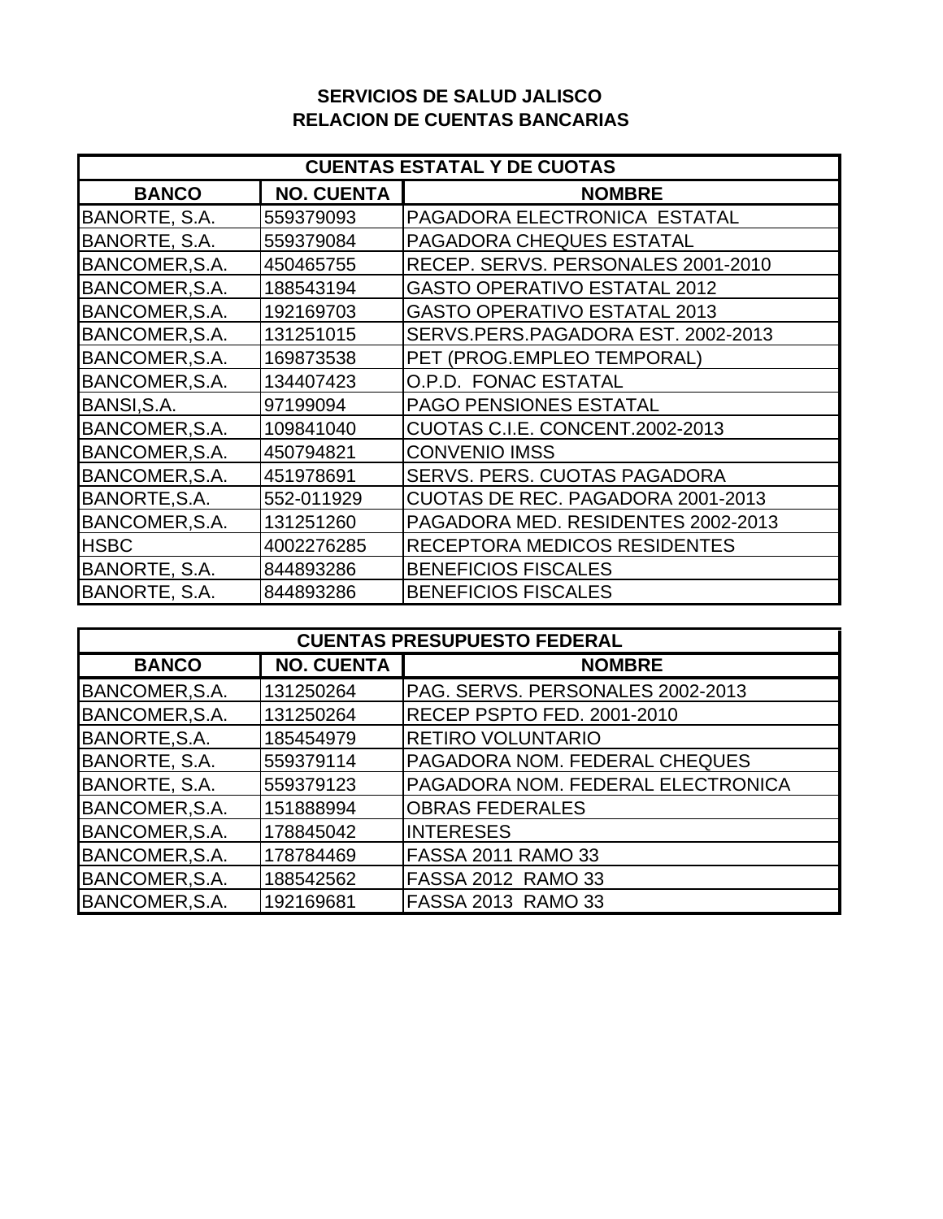# SERVICIOS DE SALUD JALISCO
## RELACION DE CUENTAS BANCARIAS

| CUENTAS ESTATAL Y DE CUOTAS | | |
|---|---|---|
| **BANCO** | **NO. CUENTA** | **NOMBRE** |
| BANORTE, S.A. | 559379093 | PAGADORA ELECTRONICA ESTATAL |
| BANORTE, S.A. | 559379084 | PAGADORA CHEQUES ESTATAL |
| BANCOMER,S.A. | 450465755 | RECEP. SERVS. PERSONALES 2001-2010 |
| BANCOMER,S.A. | 188543194 | GASTO OPERATIVO ESTATAL 2012 |
| BANCOMER,S.A. | 192169703 | GASTO OPERATIVO ESTATAL 2013 |
| BANCOMER,S.A. | 131251015 | SERVS.PERS.PAGADORA EST. 2002-2013 |
| BANCOMER,S.A. | 169873538 | PET (PROG.EMPLEO TEMPORAL) |
| BANCOMER,S.A. | 134407423 | O.P.D. FONAC ESTATAL |
| BANSI,S.A. | 97199094 | PAGO PENSIONES ESTATAL |
| BANCOMER,S.A. | 109841040 | CUOTAS C.I.E. CONCENT.2002-2013 |
| BANCOMER,S.A. | 450794821 | CONVENIO IMSS |
| BANCOMER,S.A. | 451978691 | SERVS. PERS. CUOTAS PAGADORA |
| BANORTE,S.A. | 552-011929 | CUOTAS DE REC. PAGADORA 2001-2013 |
| BANCOMER,S.A. | 131251260 | PAGADORA MED. RESIDENTES 2002-2013 |
| HSBC | 4002276285 | RECEPTORA MEDICOS RESIDENTES |
| BANORTE, S.A. | 844893286 | BENEFICIOS FISCALES |
| BANORTE, S.A. | 844893286 | BENEFICIOS FISCALES |

| CUENTAS PRESUPUESTO FEDERAL | | |
|---|---|---|
| **BANCO** | **NO. CUENTA** | **NOMBRE** |
| BANCOMER,S.A. | 131250264 | PAG. SERVS. PERSONALES 2002-2013 |
| BANCOMER,S.A. | 131250264 | RECEP PSPTO FED. 2001-2010 |
| BANORTE,S.A. | 185454979 | RETIRO VOLUNTARIO |
| BANORTE, S.A. | 559379114 | PAGADORA NOM. FEDERAL CHEQUES |
| BANORTE, S.A. | 559379123 | PAGADORA NOM. FEDERAL ELECTRONICA |
| BANCOMER,S.A. | 151888994 | OBRAS FEDERALES |
| BANCOMER,S.A. | 178845042 | INTERESES |
| BANCOMER,S.A. | 178784469 | FASSA 2011 RAMO 33 |
| BANCOMER,S.A. | 188542562 | FASSA 2012 RAMO 33 |
| BANCOMER,S.A. | 192169681 | FASSA 2013 RAMO 33 |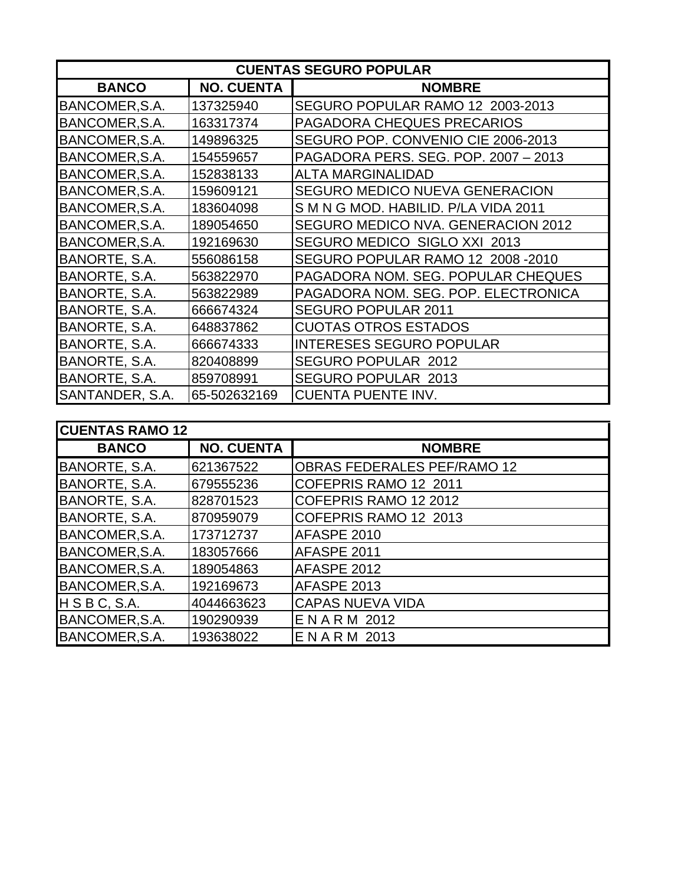| CUENTAS SEGURO POPULAR | | |
|---|---|---|
| **BANCO** | **NO. CUENTA** | **NOMBRE** |
| BANCOMER,S.A. | 137325940 | SEGURO POPULAR RAMO 12 2003-2013 |
| BANCOMER,S.A. | 163317374 | PAGADORA CHEQUES PRECARIOS |
| BANCOMER,S.A. | 149896325 | SEGURO POP. CONVENIO CIE 2006-2013 |
| BANCOMER,S.A. | 154559657 | PAGADORA PERS. SEG. POP. 2007 – 2013 |
| BANCOMER,S.A. | 152838133 | ALTA MARGINALIDAD |
| BANCOMER,S.A. | 159609121 | SEGURO MEDICO NUEVA GENERACION |
| BANCOMER,S.A. | 183604098 | S M N G MOD. HABILID. P/LA VIDA 2011 |
| BANCOMER,S.A. | 189054650 | SEGURO MEDICO NVA. GENERACION 2012 |
| BANCOMER,S.A. | 192169630 | SEGURO MEDICO SIGLO XXI 2013 |
| BANORTE, S.A. | 556086158 | SEGURO POPULAR RAMO 12 2008 -2010 |
| BANORTE, S.A. | 563822970 | PAGADORA NOM. SEG. POPULAR CHEQUES |
| BANORTE, S.A. | 563822989 | PAGADORA NOM. SEG. POP. ELECTRONICA |
| BANORTE, S.A. | 666674324 | SEGURO POPULAR 2011 |
| BANORTE, S.A. | 648837862 | CUOTAS OTROS ESTADOS |
| BANORTE, S.A. | 666674333 | INTERESES SEGURO POPULAR |
| BANORTE, S.A. | 820408899 | SEGURO POPULAR 2012 |
| BANORTE, S.A. | 859708991 | SEGURO POPULAR 2013 |
| SANTANDER, S.A. | 65-502632169 | CUENTA PUENTE INV. |

| CUENTAS RAMO 12 | | |
|---|---|---|
| **BANCO** | **NO. CUENTA** | **NOMBRE** |
| BANORTE, S.A. | 621367522 | OBRAS FEDERALES PEF/RAMO 12 |
| BANORTE, S.A. | 679555236 | COFEPRIS RAMO 12 2011 |
| BANORTE, S.A. | 828701523 | COFEPRIS RAMO 12 2012 |
| BANORTE, S.A. | 870959079 | COFEPRIS RAMO 12 2013 |
| BANCOMER,S.A. | 173712737 | AFASPE 2010 |
| BANCOMER,S.A. | 183057666 | AFASPE 2011 |
| BANCOMER,S.A. | 189054863 | AFASPE 2012 |
| BANCOMER,S.A. | 192169673 | AFASPE 2013 |
| H S B C, S.A. | 4044663623 | CAPAS NUEVA VIDA |
| BANCOMER,S.A. | 190290939 | E N A R M 2012 |
| BANCOMER,S.A. | 193638022 | E N A R M 2013 |